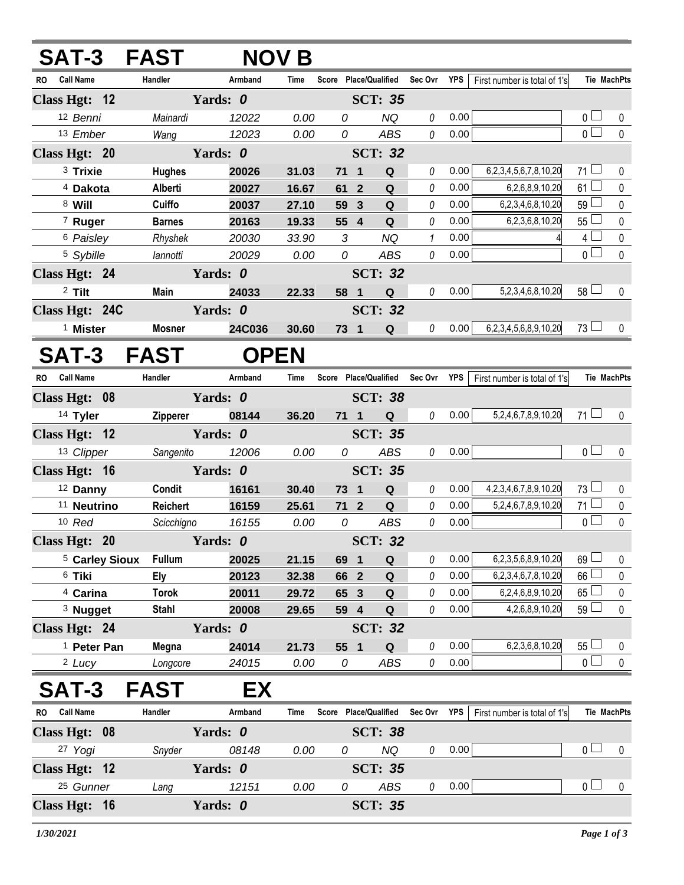## SAT-3 FAST NOV B

| RO | Call Name | Handler | Armband | Time | Score | Place/Qualified | | Sec Ovr | YPS | First number is total of 1's | Tie | MachPts |
|---|---|---|---|---|---|---|---|---|---|---|---|---|
| **Class Hgt: 12** | | **Yards: 0** | | | | **SCT: 35** | | | | | | |
| 12 | *Benni* | *Mainardi* | *12022* | *0.00* | *0* | | *NQ* | *0* | 0.00 | | 0 | 0 |
| 13 | *Ember* | *Wang* | *12023* | *0.00* | *0* | | *ABS* | *0* | 0.00 | | 0 | 0 |
| **Class Hgt: 20** | | **Yards: 0** | | | | **SCT: 32** | | | | | | |
| 3 | **Trixie** | **Hughes** | **20026** | **31.03** | **71** | **1** | **Q** | *0* | 0.00 | 6,2,3,4,5,6,7,8,10,20 | 71 | 0 |
| 4 | **Dakota** | **Alberti** | **20027** | **16.67** | **61** | **2** | **Q** | *0* | 0.00 | 6,2,6,8,9,10,20 | 61 | 0 |
| 8 | **Will** | **Cuiffo** | **20037** | **27.10** | **59** | **3** | **Q** | *0* | 0.00 | 6,2,3,4,6,8,10,20 | 59 | 0 |
| 7 | **Ruger** | **Barnes** | **20163** | **19.33** | **55** | **4** | **Q** | *0* | 0.00 | 6,2,3,6,8,10,20 | 55 | 0 |
| 6 | *Paisley* | *Rhyshek* | *20030* | *33.90* | *3* | | *NQ* | *1* | 0.00 | 4 | 4 | 0 |
| 5 | *Sybille* | *Iannotti* | *20029* | *0.00* | *0* | | *ABS* | *0* | 0.00 | | 0 | 0 |
| **Class Hgt: 24** | | **Yards: 0** | | | | **SCT: 32** | | | | | | |
| 2 | **Tilt** | **Main** | **24033** | **22.33** | **58** | **1** | **Q** | *0* | 0.00 | 5,2,3,4,6,8,10,20 | 58 | 0 |
| **Class Hgt: 24C** | | **Yards: 0** | | | | **SCT: 32** | | | | | | |
| 1 | **Mister** | **Mosner** | **24C036** | **30.60** | **73** | **1** | **Q** | *0* | 0.00 | 6,2,3,4,5,6,8,9,10,20 | 73 | 0 |

## SAT-3 FAST OPEN

| RO | Call Name | Handler | Armband | Time | Score | Place/Qualified | | Sec Ovr | YPS | First number is total of 1's | Tie | MachPts |
|---|---|---|---|---|---|---|---|---|---|---|---|---|
| **Class Hgt: 08** | | **Yards: 0** | | | | **SCT: 38** | | | | | | |
| 14 | **Tyler** | **Zipperer** | **08144** | **36.20** | **71** | **1** | **Q** | *0* | 0.00 | 5,2,4,6,7,8,9,10,20 | 71 | 0 |
| **Class Hgt: 12** | | **Yards: 0** | | | | **SCT: 35** | | | | | | |
| 13 | *Clipper* | *Sangenito* | *12006* | *0.00* | *0* | | *ABS* | *0* | 0.00 | | 0 | 0 |
| **Class Hgt: 16** | | **Yards: 0** | | | | **SCT: 35** | | | | | | |
| 12 | **Danny** | **Condit** | **16161** | **30.40** | **73** | **1** | **Q** | *0* | 0.00 | 4,2,3,4,6,7,8,9,10,20 | 73 | 0 |
| 11 | **Neutrino** | **Reichert** | **16159** | **25.61** | **71** | **2** | **Q** | *0* | 0.00 | 5,2,4,6,7,8,9,10,20 | 71 | 0 |
| 10 | *Red* | *Scicchigno* | *16155* | *0.00* | *0* | | *ABS* | *0* | 0.00 | | 0 | 0 |
| **Class Hgt: 20** | | **Yards: 0** | | | | **SCT: 32** | | | | | | |
| 5 | **Carley Sioux** | **Fullum** | **20025** | **21.15** | **69** | **1** | **Q** | *0* | 0.00 | 6,2,3,5,6,8,9,10,20 | 69 | 0 |
| 6 | **Tiki** | **Ely** | **20123** | **32.38** | **66** | **2** | **Q** | *0* | 0.00 | 6,2,3,4,6,7,8,10,20 | 66 | 0 |
| 4 | **Carina** | **Torok** | **20011** | **29.72** | **65** | **3** | **Q** | *0* | 0.00 | 6,2,4,6,8,9,10,20 | 65 | 0 |
| 3 | **Nugget** | **Stahl** | **20008** | **29.65** | **59** | **4** | **Q** | *0* | 0.00 | 4,2,6,8,9,10,20 | 59 | 0 |
| **Class Hgt: 24** | | **Yards: 0** | | | | **SCT: 32** | | | | | | |
| 1 | **Peter Pan** | **Megna** | **24014** | **21.73** | **55** | **1** | **Q** | *0* | 0.00 | 6,2,3,6,8,10,20 | 55 | 0 |
| 2 | *Lucy* | *Longcore* | *24015* | *0.00* | *0* | | *ABS* | *0* | 0.00 | | 0 | 0 |

## SAT-3 FAST EX

| RO | Call Name | Handler | Armband | Time | Score | Place/Qualified | | Sec Ovr | YPS | First number is total of 1's | Tie | MachPts |
|---|---|---|---|---|---|---|---|---|---|---|---|---|
| **Class Hgt: 08** | | **Yards: 0** | | | | **SCT: 38** | | | | | | |
| 27 | *Yogi* | *Snyder* | *08148* | *0.00* | *0* | | *NQ* | *0* | 0.00 | | 0 | 0 |
| **Class Hgt: 12** | | **Yards: 0** | | | | **SCT: 35** | | | | | | |
| 25 | *Gunner* | *Lang* | *12151* | *0.00* | *0* | | *ABS* | *0* | 0.00 | | 0 | 0 |
| **Class Hgt: 16** | | **Yards: 0** | | | | **SCT: 35** | | | | | | |

*1/30/2021*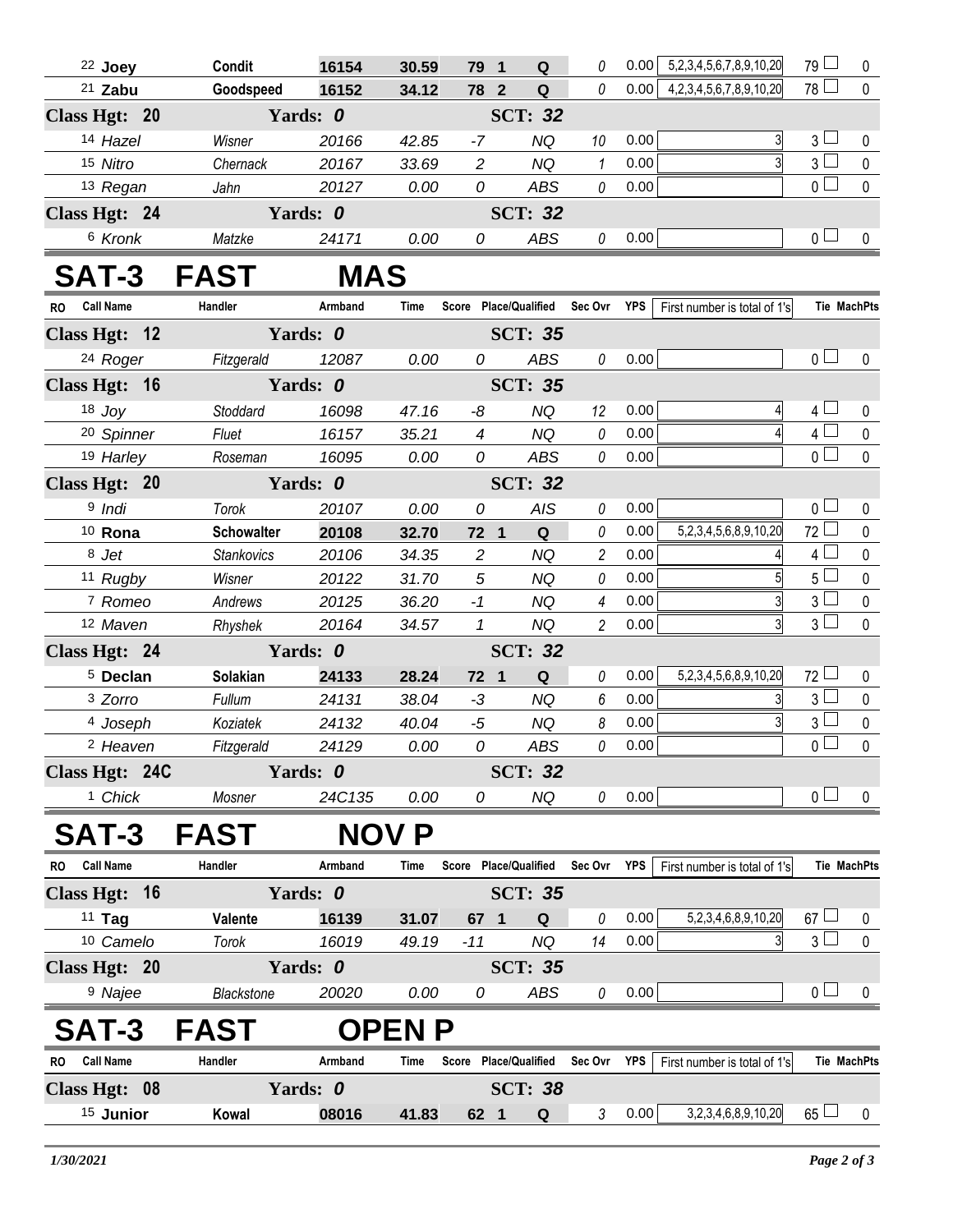| RO | Call Name | Handler | Armband | Time | Score | Place | Qualified | Sec Ovr | YPS | First number is total of 1's | Tie | MachPts |
|---|---|---|---|---|---|---|---|---|---|---|---|---|
| 22 | **Joey** | **Condit** | **16154** | **30.59** | **79** | **1** | **Q** | 0 | 0.00 | 5,2,3,4,5,6,7,8,9,10,20 | 79 | 0 |
| 21 | **Zabu** | **Goodspeed** | **16152** | **34.12** | **78** | **2** | **Q** | 0 | 0.00 | 4,2,3,4,5,6,7,8,9,10,20 | 78 | 0 |
| **Class Hgt: 20** | | **Yards: 0** | | | | | **SCT: 32** | | | | | |
| 14 | *Hazel* | *Wisner* | *20166* | *42.85* | *-7* | | *NQ* | 10 | 0.00 | 3 | 3 | 0 |
| 15 | *Nitro* | *Chernack* | *20167* | *33.69* | *2* | | *NQ* | 1 | 0.00 | 3 | 3 | 0 |
| 13 | *Regan* | *Jahn* | *20127* | *0.00* | *0* | | *ABS* | 0 | 0.00 | | 0 | 0 |
| **Class Hgt: 24** | | **Yards: 0** | | | | | **SCT: 32** | | | | | |
| 6 | *Kronk* | *Matzke* | *24171* | *0.00* | *0* | | *ABS* | 0 | 0.00 | | 0 | 0 |

# SAT-3 FAST MAS

| RO | Call Name | Handler | Armband | Time | Score | Place | Qualified | Sec Ovr | YPS | First number is total of 1's | Tie | MachPts |
|---|---|---|---|---|---|---|---|---|---|---|---|---|
| **Class Hgt: 12** | | **Yards: 0** | | | | | **SCT: 35** | | | | | |
| 24 | *Roger* | *Fitzgerald* | *12087* | *0.00* | *0* | | *ABS* | 0 | 0.00 | | 0 | 0 |
| **Class Hgt: 16** | | **Yards: 0** | | | | | **SCT: 35** | | | | | |
| 18 | *Joy* | *Stoddard* | *16098* | *47.16* | *-8* | | *NQ* | 12 | 0.00 | 4 | 4 | 0 |
| 20 | *Spinner* | *Fluet* | *16157* | *35.21* | *4* | | *NQ* | 0 | 0.00 | 4 | 4 | 0 |
| 19 | *Harley* | *Roseman* | *16095* | *0.00* | *0* | | *ABS* | 0 | 0.00 | | 0 | 0 |
| **Class Hgt: 20** | | **Yards: 0** | | | | | **SCT: 32** | | | | | |
| 9 | *Indi* | *Torok* | *20107* | *0.00* | *0* | | *AIS* | 0 | 0.00 | | 0 | 0 |
| 10 | **Rona** | **Schowalter** | **20108** | **32.70** | **72** | **1** | **Q** | 0 | 0.00 | 5,2,3,4,5,6,8,9,10,20 | 72 | 0 |
| 8 | *Jet* | *Stankovics* | *20106* | *34.35* | *2* | | *NQ* | 2 | 0.00 | 4 | 4 | 0 |
| 11 | *Rugby* | *Wisner* | *20122* | *31.70* | *5* | | *NQ* | 0 | 0.00 | 5 | 5 | 0 |
| 7 | *Romeo* | *Andrews* | *20125* | *36.20* | *-1* | | *NQ* | 4 | 0.00 | 3 | 3 | 0 |
| 12 | *Maven* | *Rhyshek* | *20164* | *34.57* | *1* | | *NQ* | 2 | 0.00 | 3 | 3 | 0 |
| **Class Hgt: 24** | | **Yards: 0** | | | | | **SCT: 32** | | | | | |
| 5 | **Declan** | **Solakian** | **24133** | **28.24** | **72** | **1** | **Q** | 0 | 0.00 | 5,2,3,4,5,6,8,9,10,20 | 72 | 0 |
| 3 | *Zorro* | *Fullum* | *24131* | *38.04* | *-3* | | *NQ* | 6 | 0.00 | 3 | 3 | 0 |
| 4 | *Joseph* | *Koziatek* | *24132* | *40.04* | *-5* | | *NQ* | 8 | 0.00 | 3 | 3 | 0 |
| 2 | *Heaven* | *Fitzgerald* | *24129* | *0.00* | *0* | | *ABS* | 0 | 0.00 | | 0 | 0 |
| **Class Hgt: 24C** | | **Yards: 0** | | | | | **SCT: 32** | | | | | |
| 1 | *Chick* | *Mosner* | *24C135* | *0.00* | *0* | | *NQ* | 0 | 0.00 | | 0 | 0 |

# SAT-3 FAST NOV P

| RO | Call Name | Handler | Armband | Time | Score | Place | Qualified | Sec Ovr | YPS | First number is total of 1's | Tie | MachPts |
|---|---|---|---|---|---|---|---|---|---|---|---|---|
| **Class Hgt: 16** | | **Yards: 0** | | | | | **SCT: 35** | | | | | |
| 11 | **Tag** | **Valente** | **16139** | **31.07** | **67** | **1** | **Q** | 0 | 0.00 | 5,2,3,4,6,8,9,10,20 | 67 | 0 |
| 10 | *Camelo* | *Torok* | *16019* | *49.19* | *-11* | | *NQ* | 14 | 0.00 | 3 | 3 | 0 |
| **Class Hgt: 20** | | **Yards: 0** | | | | | **SCT: 35** | | | | | |
| 9 | *Najee* | *Blackstone* | *20020* | *0.00* | *0* | | *ABS* | 0 | 0.00 | | 0 | 0 |

# SAT-3 FAST OPEN P

| RO | Call Name | Handler | Armband | Time | Score | Place | Qualified | Sec Ovr | YPS | First number is total of 1's | Tie | MachPts |
|---|---|---|---|---|---|---|---|---|---|---|---|---|
| **Class Hgt: 08** | | **Yards: 0** | | | | | **SCT: 38** | | | | | |
| 15 | **Junior** | **Kowal** | **08016** | **41.83** | **62** | **1** | **Q** | 3 | 0.00 | 3,2,3,4,6,8,9,10,20 | 65 | 0 |

*1/30/2021*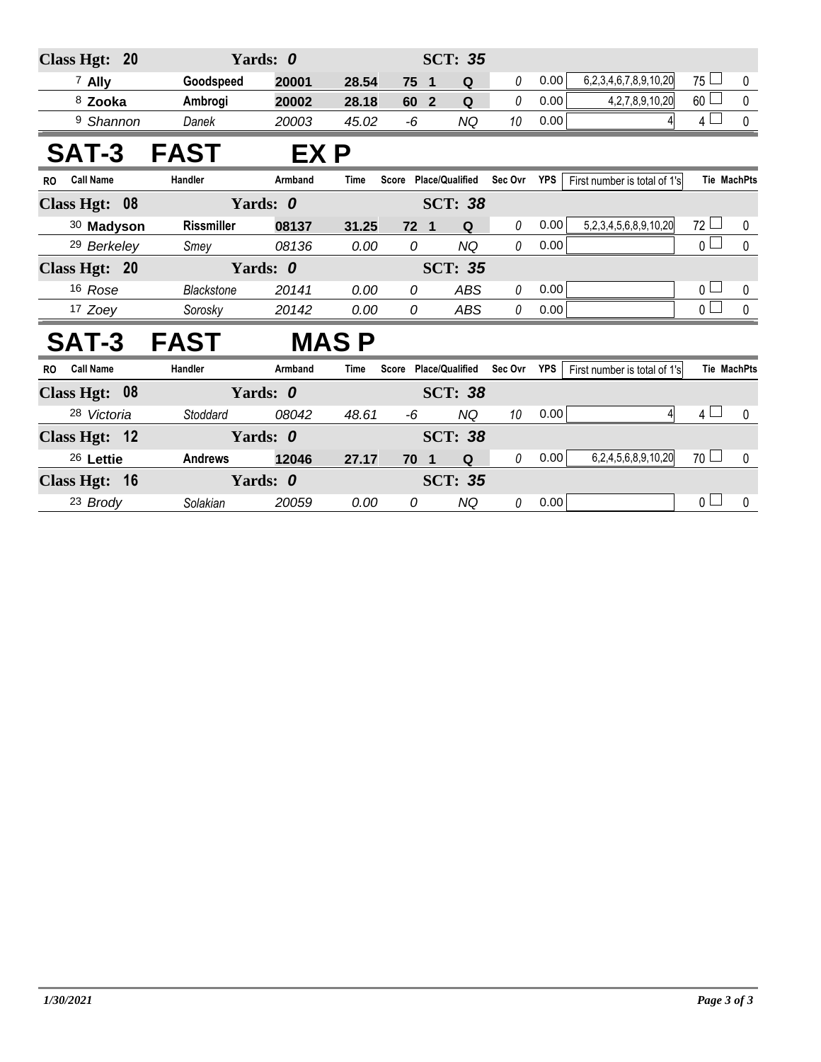| RO | Call Name | Handler | Armband | Time | Score | Place/Qualified | | Sec Ovr | YPS | First number is total of 1's | Tie | MachPts |
|---|---|---|---|---|---|---|---|---|---|---|---|---|
| **Class Hgt: 20** | | **Yards: *0*** | | | | **SCT: *35*** | | | | | | |
| 7 | **Ally** | **Goodspeed** | **20001** | **28.54** | **75** | **1** | **Q** | 0 | 0.00 | 6,2,3,4,6,7,8,9,10,20 | 75 | 0 |
| 8 | **Zooka** | **Ambrogi** | **20002** | **28.18** | **60** | **2** | **Q** | 0 | 0.00 | 4,2,7,8,9,10,20 | 60 | 0 |
| 9 | *Shannon* | *Danek* | *20003* | *45.02* | *-6* | | *NQ* | 10 | 0.00 | 4 | 4 | 0 |

# SAT-3 FAST EX P

| RO | Call Name | Handler | Armband | Time | Score | Place/Qualified | | Sec Ovr | YPS | First number is total of 1's | Tie | MachPts |
|---|---|---|---|---|---|---|---|---|---|---|---|---|
| **Class Hgt: 08** | | **Yards: *0*** | | | | **SCT: *38*** | | | | | | |
| 30 | **Madyson** | **Rissmiller** | **08137** | **31.25** | **72** | **1** | **Q** | 0 | 0.00 | 5,2,3,4,5,6,8,9,10,20 | 72 | 0 |
| 29 | *Berkeley* | *Smey* | *08136* | *0.00* | *0* | | *NQ* | 0 | 0.00 | | 0 | 0 |
| **Class Hgt: 20** | | **Yards: *0*** | | | | **SCT: *35*** | | | | | | |
| 16 | *Rose* | *Blackstone* | *20141* | *0.00* | *0* | | *ABS* | 0 | 0.00 | | 0 | 0 |
| 17 | *Zoey* | *Sorosky* | *20142* | *0.00* | *0* | | *ABS* | 0 | 0.00 | | 0 | 0 |

# SAT-3 FAST MAS P

| RO | Call Name | Handler | Armband | Time | Score | Place/Qualified | | Sec Ovr | YPS | First number is total of 1's | Tie | MachPts |
|---|---|---|---|---|---|---|---|---|---|---|---|---|
| **Class Hgt: 08** | | **Yards: *0*** | | | | **SCT: *38*** | | | | | | |
| 28 | *Victoria* | *Stoddard* | *08042* | *48.61* | *-6* | | *NQ* | 10 | 0.00 | 4 | 4 | 0 |
| **Class Hgt: 12** | | **Yards: *0*** | | | | **SCT: *38*** | | | | | | |
| 26 | **Lettie** | **Andrews** | **12046** | **27.17** | **70** | **1** | **Q** | 0 | 0.00 | 6,2,4,5,6,8,9,10,20 | 70 | 0 |
| **Class Hgt: 16** | | **Yards: *0*** | | | | **SCT: *35*** | | | | | | |
| 23 | *Brody* | *Solakian* | *20059* | *0.00* | *0* | | *NQ* | 0 | 0.00 | | 0 | 0 |

*1/30/2021*